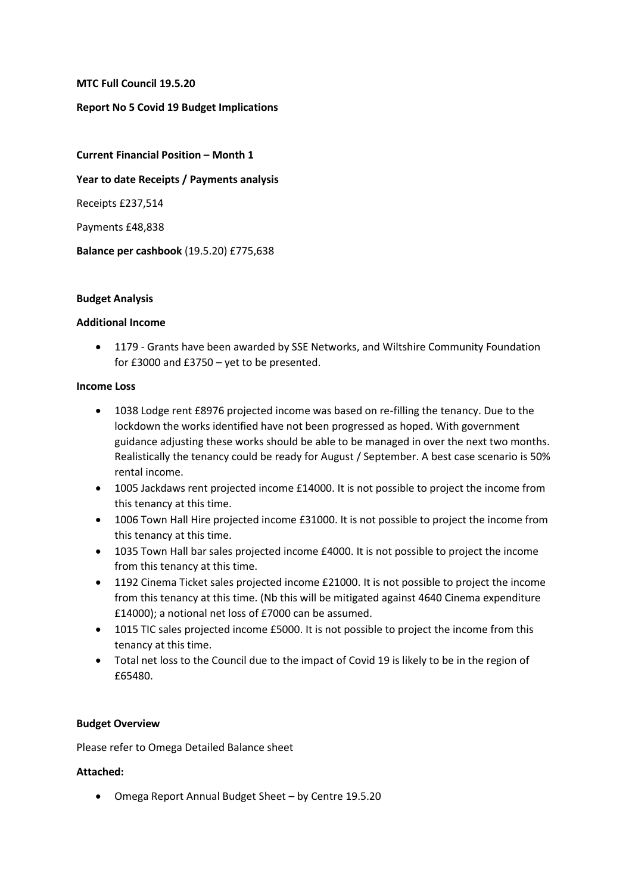**MTC Full Council 19.5.20**

**Report No 5 Covid 19 Budget Implications**

**Current Financial Position – Month 1**

**Year to date Receipts / Payments analysis**

Receipts £237,514

Payments £48,838

**Balance per cashbook** (19.5.20) £775,638

**Budget Analysis**

**Additional Income**

- 1179 - Grants have been awarded by SSE Networks, and Wiltshire Community Foundation for £3000 and £3750 – yet to be presented.

**Income Loss**

- 1038 Lodge rent £8976 projected income was based on re-filling the tenancy. Due to the lockdown the works identified have not been progressed as hoped. With government guidance adjusting these works should be able to be managed in over the next two months. Realistically the tenancy could be ready for August / September. A best case scenario is 50% rental income.
- 1005 Jackdaws rent projected income £14000. It is not possible to project the income from this tenancy at this time.
- 1006 Town Hall Hire projected income £31000. It is not possible to project the income from this tenancy at this time.
- 1035 Town Hall bar sales projected income £4000. It is not possible to project the income from this tenancy at this time.
- 1192 Cinema Ticket sales projected income £21000. It is not possible to project the income from this tenancy at this time. (Nb this will be mitigated against 4640 Cinema expenditure £14000); a notional net loss of £7000 can be assumed.
- 1015 TIC sales projected income £5000. It is not possible to project the income from this tenancy at this time.
- Total net loss to the Council due to the impact of Covid 19 is likely to be in the region of £65480.

**Budget Overview**

Please refer to Omega Detailed Balance sheet

**Attached:**

- Omega Report Annual Budget Sheet – by Centre 19.5.20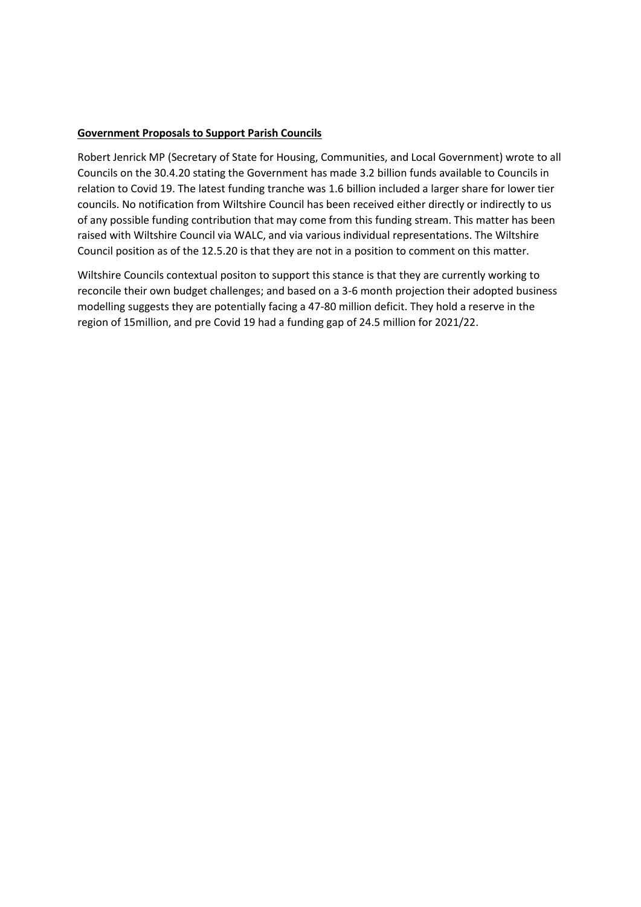**Government Proposals to Support Parish Councils**

Robert Jenrick MP (Secretary of State for Housing, Communities, and Local Government) wrote to all Councils on the 30.4.20 stating the Government has made 3.2 billion funds available to Councils in relation to Covid 19. The latest funding tranche was 1.6 billion included a larger share for lower tier councils. No notification from Wiltshire Council has been received either directly or indirectly to us of any possible funding contribution that may come from this funding stream. This matter has been raised with Wiltshire Council via WALC, and via various individual representations. The Wiltshire Council position as of the 12.5.20 is that they are not in a position to comment on this matter.

Wiltshire Councils contextual positon to support this stance is that they are currently working to reconcile their own budget challenges; and based on a 3-6 month projection their adopted business modelling suggests they are potentially facing a 47-80 million deficit. They hold a reserve in the region of 15million, and pre Covid 19 had a funding gap of 24.5 million for 2021/22.